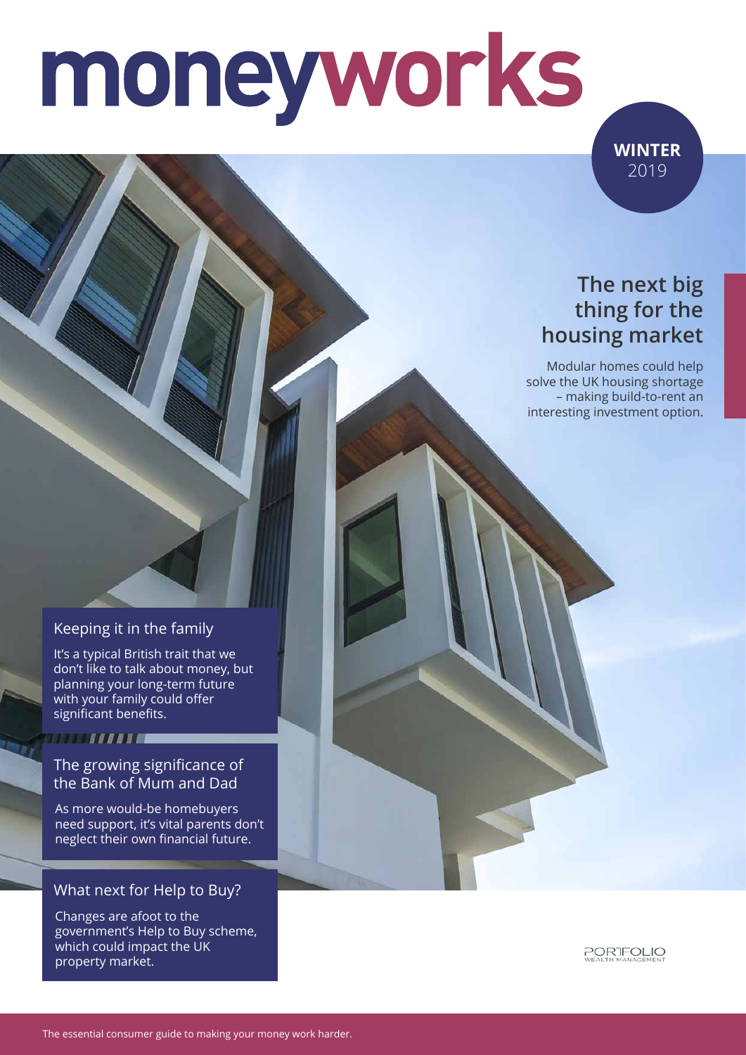# moneyworks

**WINTER** 2019

## The next big thing for the housing market

Modular homes could help solve the UK housing shortage – making build-to-rent an interesting investment option.

### Keeping it in the family

It's a typical British trait that we don't like to talk about money, but planning your long-term future with your family could offer significant benefits.

### The growing significance of the Bank of Mum and Dad

As more would-be homebuyers need support, it's vital parents don't neglect their own financial future.

### What next for Help to Buy?

Changes are afoot to the government's Help to Buy scheme, which could impact the UK property market.

PORTFOLIO WEALTH MANAGEMENT

The essential consumer guide to making your money work harder.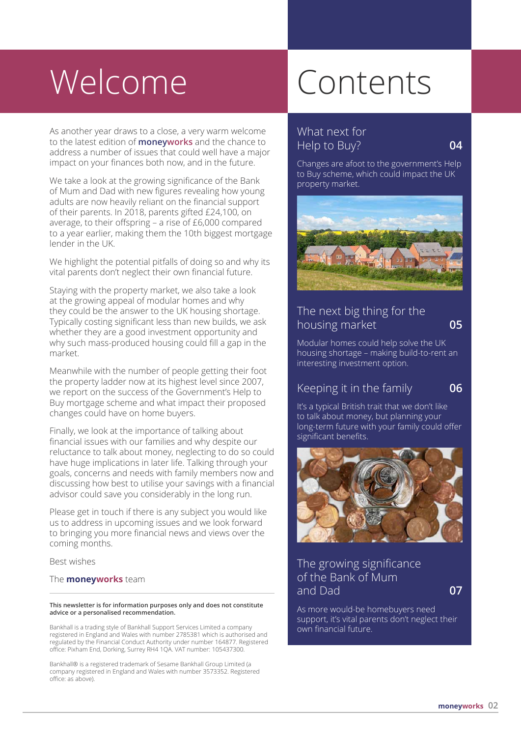# Welcome

As another year draws to a close, a very warm welcome to the latest edition of **moneyworks** and the chance to address a number of issues that could well have a major impact on your finances both now, and in the future.

We take a look at the growing significance of the Bank of Mum and Dad with new figures revealing how young adults are now heavily reliant on the financial support of their parents. In 2018, parents gifted £24,100, on average, to their offspring – a rise of £6,000 compared to a year earlier, making them the 10th biggest mortgage lender in the UK.

We highlight the potential pitfalls of doing so and why its vital parents don't neglect their own financial future.

Staying with the property market, we also take a look at the growing appeal of modular homes and why they could be the answer to the UK housing shortage. Typically costing significant less than new builds, we ask whether they are a good investment opportunity and why such mass-produced housing could fill a gap in the market.

Meanwhile with the number of people getting their foot the property ladder now at its highest level since 2007, we report on the success of the Government's Help to Buy mortgage scheme and what impact their proposed changes could have on home buyers.

Finally, we look at the importance of talking about financial issues with our families and why despite our reluctance to talk about money, neglecting to do so could have huge implications in later life. Talking through your goals, concerns and needs with family members now and discussing how best to utilise your savings with a financial advisor could save you considerably in the long run.

Please get in touch if there is any subject you would like us to address in upcoming issues and we look forward to bringing you more financial news and views over the coming months.

Best wishes

The **moneyworks** team

**This newsletter is for information purposes only and does not constitute advice or a personalised recommendation.**

Bankhall is a trading style of Bankhall Support Services Limited a company registered in England and Wales with number 2785381 which is authorised and regulated by the Financial Conduct Authority under number 164877. Registered office: Pixham End, Dorking, Surrey RH4 1QA. VAT number: 105437300.

Bankhall® is a registered trademark of Sesame Bankhall Group Limited (a company registered in England and Wales with number 3573352. Registered office: as above).

# Contents

## What next for Help to Buy? — 04

Changes are afoot to the government's Help to Buy scheme, which could impact the UK property market.

## The next big thing for the housing market — 05

Modular homes could help solve the UK housing shortage – making build-to-rent an interesting investment option.

## Keeping it in the family — 06

It's a typical British trait that we don't like to talk about money, but planning your long-term future with your family could offer significant benefits.

## The growing significance of the Bank of Mum and Dad — 07

As more would-be homebuyers need support, it's vital parents don't neglect their own financial future.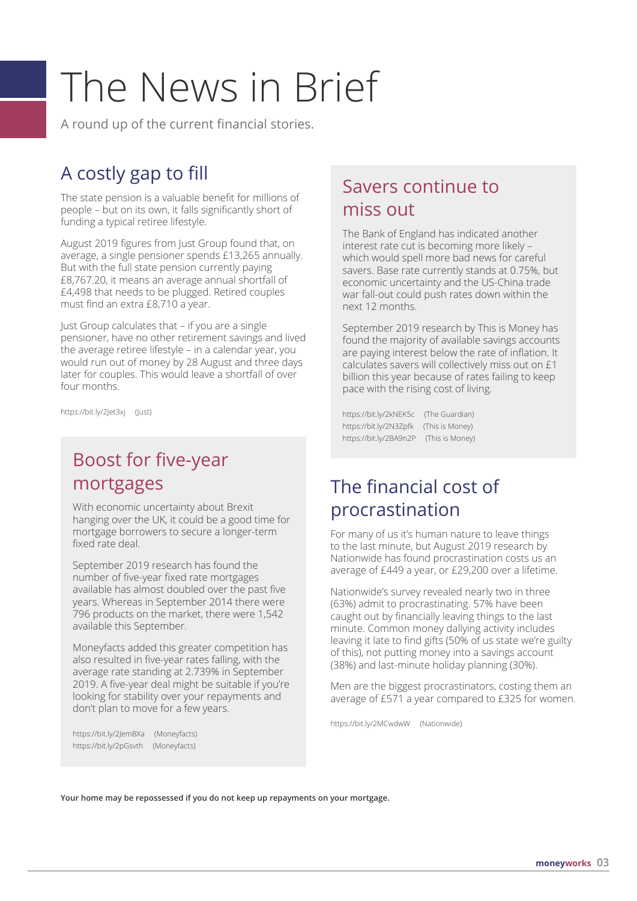# The News in Brief

A round up of the current financial stories.

## A costly gap to fill

The state pension is a valuable benefit for millions of people – but on its own, it falls significantly short of funding a typical retiree lifestyle.

August 2019 figures from Just Group found that, on average, a single pensioner spends £13,265 annually. But with the full state pension currently paying £8,767.20, it means an average annual shortfall of £4,498 that needs to be plugged. Retired couples must find an extra £8,710 a year.

Just Group calculates that – if you are a single pensioner, have no other retirement savings and lived the average retiree lifestyle – in a calendar year, you would run out of money by 28 August and three days later for couples. This would leave a shortfall of over four months.

https://bit.ly/2Jet3xj (Just)

## Boost for five-year mortgages

With economic uncertainty about Brexit hanging over the UK, it could be a good time for mortgage borrowers to secure a longer-term fixed rate deal.

September 2019 research has found the number of five-year fixed rate mortgages available has almost doubled over the past five years. Whereas in September 2014 there were 796 products on the market, there were 1,542 available this September.

Moneyfacts added this greater competition has also resulted in five-year rates falling, with the average rate standing at 2.739% in September 2019. A five-year deal might be suitable if you're looking for stability over your repayments and don't plan to move for a few years.

https://bit.ly/2JemBXa (Moneyfacts)
https://bit.ly/2pGsvth (Moneyfacts)

## Savers continue to miss out

The Bank of England has indicated another interest rate cut is becoming more likely – which would spell more bad news for careful savers. Base rate currently stands at 0.75%, but economic uncertainty and the US-China trade war fall-out could push rates down within the next 12 months.

September 2019 research by This is Money has found the majority of available savings accounts are paying interest below the rate of inflation. It calculates savers will collectively miss out on £1 billion this year because of rates failing to keep pace with the rising cost of living.

https://bit.ly/2kNEK5c (The Guardian)
https://bit.ly/2N3Zpfk (This is Money)
https://bit.ly/2BA9n2P (This is Money)

## The financial cost of procrastination

For many of us it's human nature to leave things to the last minute, but August 2019 research by Nationwide has found procrastination costs us an average of £449 a year, or £29,200 over a lifetime.

Nationwide's survey revealed nearly two in three (63%) admit to procrastinating. 57% have been caught out by financially leaving things to the last minute. Common money dallying activity includes leaving it late to find gifts (50% of us state we're guilty of this), not putting money into a savings account (38%) and last-minute holiday planning (30%).

Men are the biggest procrastinators, costing them an average of £571 a year compared to £325 for women.

https://bit.ly/2MCwdwW (Nationwide)

**Your home may be repossessed if you do not keep up repayments on your mortgage.**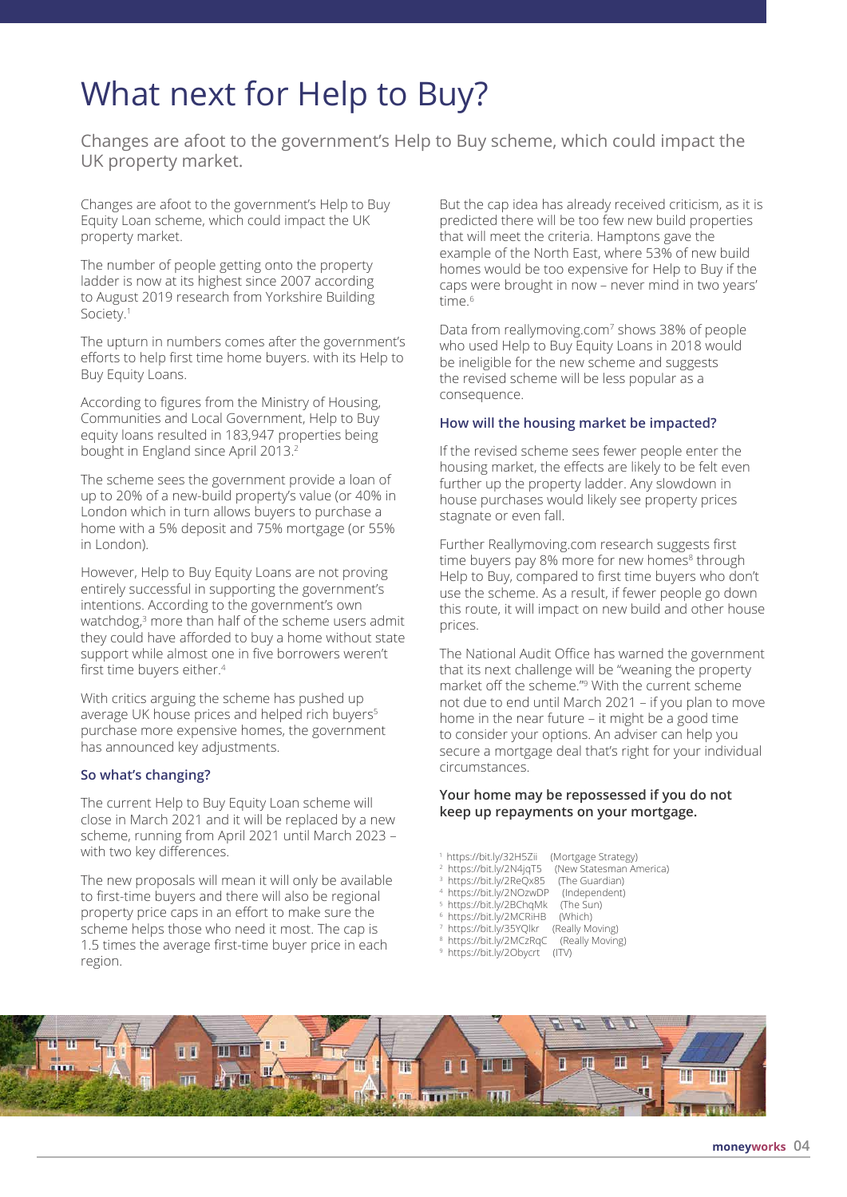# What next for Help to Buy?

Changes are afoot to the government's Help to Buy scheme, which could impact the UK property market.

Changes are afoot to the government's Help to Buy Equity Loan scheme, which could impact the UK property market.

The number of people getting onto the property ladder is now at its highest since 2007 according to August 2019 research from Yorkshire Building Society.[1]

The upturn in numbers comes after the government's efforts to help first time home buyers. with its Help to Buy Equity Loans.

According to figures from the Ministry of Housing, Communities and Local Government, Help to Buy equity loans resulted in 183,947 properties being bought in England since April 2013.[2]

The scheme sees the government provide a loan of up to 20% of a new-build property's value (or 40% in London which in turn allows buyers to purchase a home with a 5% deposit and 75% mortgage (or 55% in London).

However, Help to Buy Equity Loans are not proving entirely successful in supporting the government's intentions. According to the government's own watchdog,[3] more than half of the scheme users admit they could have afforded to buy a home without state support while almost one in five borrowers weren't first time buyers either.[4]

With critics arguing the scheme has pushed up average UK house prices and helped rich buyers[5] purchase more expensive homes, the government has announced key adjustments.

### So what's changing?

The current Help to Buy Equity Loan scheme will close in March 2021 and it will be replaced by a new scheme, running from April 2021 until March 2023 – with two key differences.

The new proposals will mean it will only be available to first-time buyers and there will also be regional property price caps in an effort to make sure the scheme helps those who need it most. The cap is 1.5 times the average first-time buyer price in each region.

But the cap idea has already received criticism, as it is predicted there will be too few new build properties that will meet the criteria. Hamptons gave the example of the North East, where 53% of new build homes would be too expensive for Help to Buy if the caps were brought in now – never mind in two years' time.[6]

Data from reallymoving.com[7] shows 38% of people who used Help to Buy Equity Loans in 2018 would be ineligible for the new scheme and suggests the revised scheme will be less popular as a consequence.

### How will the housing market be impacted?

If the revised scheme sees fewer people enter the housing market, the effects are likely to be felt even further up the property ladder. Any slowdown in house purchases would likely see property prices stagnate or even fall.

Further Reallymoving.com research suggests first time buyers pay 8% more for new homes[8] through Help to Buy, compared to first time buyers who don't use the scheme. As a result, if fewer people go down this route, it will impact on new build and other house prices.

The National Audit Office has warned the government that its next challenge will be "weaning the property market off the scheme."[9] With the current scheme not due to end until March 2021 – if you plan to move home in the near future – it might be a good time to consider your options. An adviser can help you secure a mortgage deal that's right for your individual circumstances.

**Your home may be repossessed if you do not keep up repayments on your mortgage.**

1. https://bit.ly/32H5Zii (Mortgage Strategy)
2. https://bit.ly/2N4jqT5 (New Statesman America)
3. https://bit.ly/2ReQx85 (The Guardian)
4. https://bit.ly/2NOzwDP (Independent)
5. https://bit.ly/2BChqMk (The Sun)
6. https://bit.ly/2MCRiHB (Which)
7. https://bit.ly/35YQlkr (Really Moving)
8. https://bit.ly/2MCzRqC (Really Moving)
9. https://bit.ly/2Obycrt (ITV)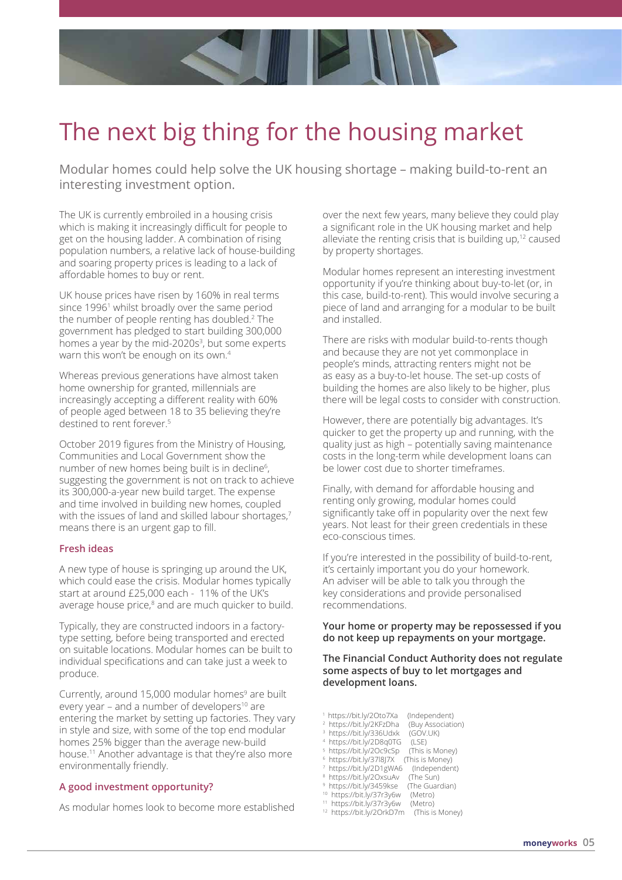# The next big thing for the housing market

Modular homes could help solve the UK housing shortage – making build-to-rent an interesting investment option.

The UK is currently embroiled in a housing crisis which is making it increasingly difficult for people to get on the housing ladder. A combination of rising population numbers, a relative lack of house-building and soaring property prices is leading to a lack of affordable homes to buy or rent.

UK house prices have risen by 160% in real terms since 1996[1] whilst broadly over the same period the number of people renting has doubled.[2] The government has pledged to start building 300,000 homes a year by the mid-2020s[3], but some experts warn this won't be enough on its own.[4]

Whereas previous generations have almost taken home ownership for granted, millennials are increasingly accepting a different reality with 60% of people aged between 18 to 35 believing they're destined to rent forever.[5]

October 2019 figures from the Ministry of Housing, Communities and Local Government show the number of new homes being built is in decline[6], suggesting the government is not on track to achieve its 300,000-a-year new build target. The expense and time involved in building new homes, coupled with the issues of land and skilled labour shortages,[7] means there is an urgent gap to fill.

### Fresh ideas

A new type of house is springing up around the UK, which could ease the crisis. Modular homes typically start at around £25,000 each - 11% of the UK's average house price,[8] and are much quicker to build.

Typically, they are constructed indoors in a factory-type setting, before being transported and erected on suitable locations. Modular homes can be built to individual specifications and can take just a week to produce.

Currently, around 15,000 modular homes[9] are built every year – and a number of developers[10] are entering the market by setting up factories. They vary in style and size, with some of the top end modular homes 25% bigger than the average new-build house.[11] Another advantage is that they're also more environmentally friendly.

### A good investment opportunity?

As modular homes look to become more established over the next few years, many believe they could play a significant role in the UK housing market and help alleviate the renting crisis that is building up,[12] caused by property shortages.

Modular homes represent an interesting investment opportunity if you're thinking about buy-to-let (or, in this case, build-to-rent). This would involve securing a piece of land and arranging for a modular to be built and installed.

There are risks with modular build-to-rents though and because they are not yet commonplace in people's minds, attracting renters might not be as easy as a buy-to-let house. The set-up costs of building the homes are also likely to be higher, plus there will be legal costs to consider with construction.

However, there are potentially big advantages. It's quicker to get the property up and running, with the quality just as high – potentially saving maintenance costs in the long-term while development loans can be lower cost due to shorter timeframes.

Finally, with demand for affordable housing and renting only growing, modular homes could significantly take off in popularity over the next few years. Not least for their green credentials in these eco-conscious times.

If you're interested in the possibility of build-to-rent, it's certainly important you do your homework. An adviser will be able to talk you through the key considerations and provide personalised recommendations.

**Your home or property may be repossessed if you do not keep up repayments on your mortgage.**

**The Financial Conduct Authority does not regulate some aspects of buy to let mortgages and development loans.**

[1] https://bit.ly/2Oto7Xa (Independent)
[2] https://bit.ly/2KFzDha (Buy Association)
[3] https://bit.ly/336Udxk (GOV.UK)
[4] https://bit.ly/2D8q0TG (LSE)
[5] https://bit.ly/2Oc9cSp (This is Money)
[6] https://bit.ly/37l8J7X (This is Money)
[7] https://bit.ly/2D1gWA6 (Independent)
[8] https://bit.ly/2OxsuAv (The Sun)
[9] https://bit.ly/3459kse (The Guardian)
[10] https://bit.ly/37r3y6w (Metro)
[11] https://bit.ly/37r3y6w (Metro)
[12] https://bit.ly/2OrkD7m (This is Money)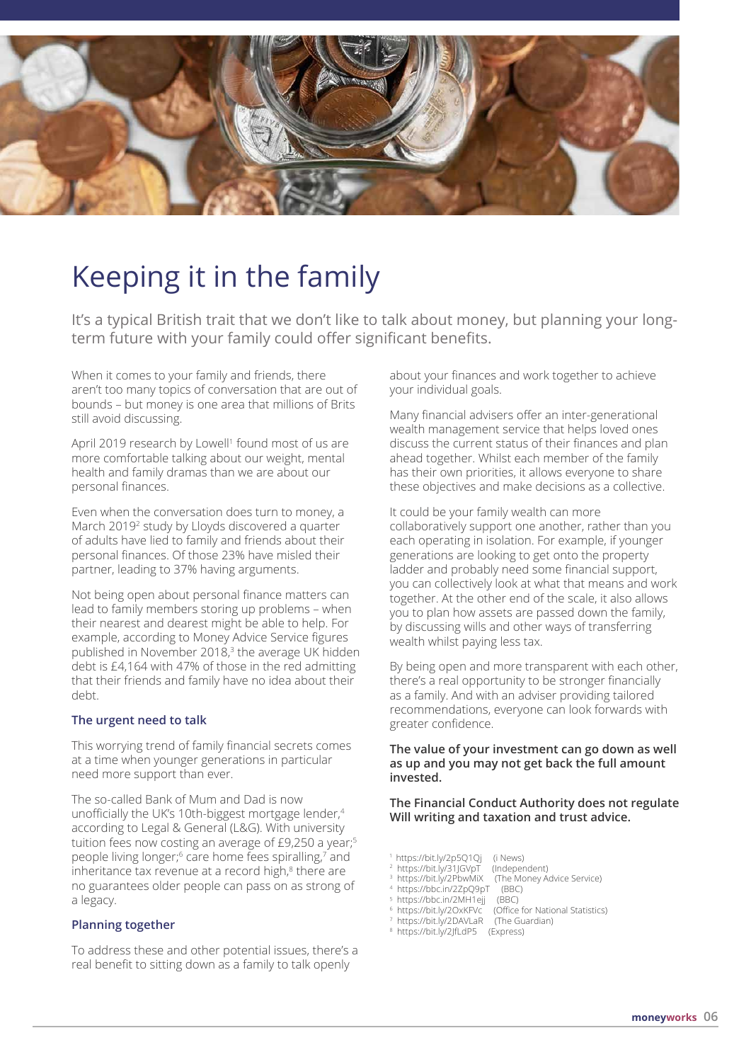# Keeping it in the family

It's a typical British trait that we don't like to talk about money, but planning your long-term future with your family could offer significant benefits.

When it comes to your family and friends, there aren't too many topics of conversation that are out of bounds – but money is one area that millions of Brits still avoid discussing.

April 2019 research by Lowell[1] found most of us are more comfortable talking about our weight, mental health and family dramas than we are about our personal finances.

Even when the conversation does turn to money, a March 2019[2] study by Lloyds discovered a quarter of adults have lied to family and friends about their personal finances. Of those 23% have misled their partner, leading to 37% having arguments.

Not being open about personal finance matters can lead to family members storing up problems – when their nearest and dearest might be able to help. For example, according to Money Advice Service figures published in November 2018,[3] the average UK hidden debt is £4,164 with 47% of those in the red admitting that their friends and family have no idea about their debt.

### The urgent need to talk

This worrying trend of family financial secrets comes at a time when younger generations in particular need more support than ever.

The so-called Bank of Mum and Dad is now unofficially the UK's 10th-biggest mortgage lender,[4] according to Legal & General (L&G). With university tuition fees now costing an average of £9,250 a year;[5] people living longer;[6] care home fees spiralling,[7] and inheritance tax revenue at a record high,[8] there are no guarantees older people can pass on as strong of a legacy.

### Planning together

To address these and other potential issues, there's a real benefit to sitting down as a family to talk openly about your finances and work together to achieve your individual goals.

Many financial advisers offer an inter-generational wealth management service that helps loved ones discuss the current status of their finances and plan ahead together. Whilst each member of the family has their own priorities, it allows everyone to share these objectives and make decisions as a collective.

It could be your family wealth can more collaboratively support one another, rather than you each operating in isolation. For example, if younger generations are looking to get onto the property ladder and probably need some financial support, you can collectively look at what that means and work together. At the other end of the scale, it also allows you to plan how assets are passed down the family, by discussing wills and other ways of transferring wealth whilst paying less tax.

By being open and more transparent with each other, there's a real opportunity to be stronger financially as a family. And with an adviser providing tailored recommendations, everyone can look forwards with greater confidence.

**The value of your investment can go down as well as up and you may not get back the full amount invested.**

**The Financial Conduct Authority does not regulate Will writing and taxation and trust advice.**

[1] https://bit.ly/2p5Q1Qj (i News)
[2] https://bit.ly/31JGVpT (Independent)
[3] https://bit.ly/2PbwMiX (The Money Advice Service)
[4] https://bbc.in/2ZpQ9pT (BBC)
[5] https://bbc.in/2MH1ejj (BBC)
[6] https://bit.ly/2OxKFVc (Office for National Statistics)
[7] https://bit.ly/2DAVLaR (The Guardian)
[8] https://bit.ly/2JfLdP5 (Express)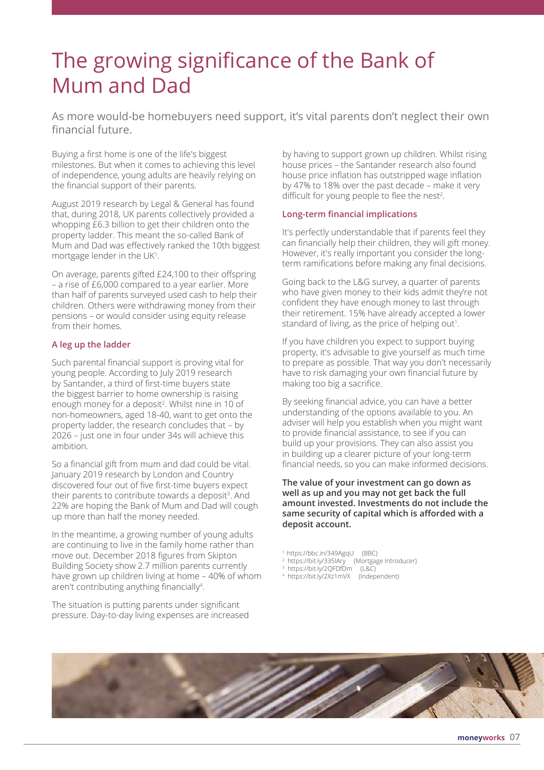# The growing significance of the Bank of Mum and Dad

As more would-be homebuyers need support, it's vital parents don't neglect their own financial future.

Buying a first home is one of the life's biggest milestones. But when it comes to achieving this level of independence, young adults are heavily relying on the financial support of their parents.

August 2019 research by Legal & General has found that, during 2018, UK parents collectively provided a whopping £6.3 billion to get their children onto the property ladder. This meant the so-called Bank of Mum and Dad was effectively ranked the 10th biggest mortgage lender in the UK[1].

On average, parents gifted £24,100 to their offspring – a rise of £6,000 compared to a year earlier. More than half of parents surveyed used cash to help their children. Others were withdrawing money from their pensions – or would consider using equity release from their homes.

## A leg up the ladder

Such parental financial support is proving vital for young people. According to July 2019 research by Santander, a third of first-time buyers state the biggest barrier to home ownership is raising enough money for a deposit[2]. Whilst nine in 10 of non-homeowners, aged 18-40, want to get onto the property ladder, the research concludes that – by 2026 – just one in four under 34s will achieve this ambition.

So a financial gift from mum and dad could be vital. January 2019 research by London and Country discovered four out of five first-time buyers expect their parents to contribute towards a deposit[3]. And 22% are hoping the Bank of Mum and Dad will cough up more than half the money needed.

In the meantime, a growing number of young adults are continuing to live in the family home rather than move out. December 2018 figures from Skipton Building Society show 2.7 million parents currently have grown up children living at home – 40% of whom aren't contributing anything financially[4].

The situation is putting parents under significant pressure. Day-to-day living expenses are increased by having to support grown up children. Whilst rising house prices – the Santander research also found house price inflation has outstripped wage inflation by 47% to 18% over the past decade – make it very difficult for young people to flee the nest[2].

## Long-term financial implications

It's perfectly understandable that if parents feel they can financially help their children, they will gift money. However, it's really important you consider the long-term ramifications before making any final decisions.

Going back to the L&G survey, a quarter of parents who have given money to their kids admit they're not confident they have enough money to last through their retirement. 15% have already accepted a lower standard of living, as the price of helping out[1].

If you have children you expect to support buying property, it's advisable to give yourself as much time to prepare as possible. That way you don't necessarily have to risk damaging your own financial future by making too big a sacrifice.

By seeking financial advice, you can have a better understanding of the options available to you. An adviser will help you establish when you might want to provide financial assistance, to see if you can build up your provisions. They can also assist you in building up a clearer picture of your long-term financial needs, so you can make informed decisions.

**The value of your investment can go down as well as up and you may not get back the full amount invested. Investments do not include the same security of capital which is afforded with a deposit account.**

[1] https://bbc.in/349AgqU (BBC)
[2] https://bit.ly/335lAry (Mortgage Introducer)
[3] https://bit.ly/2QFDfDm (L&C)
[4] https://bit.ly/2Xz1mVX (Independent)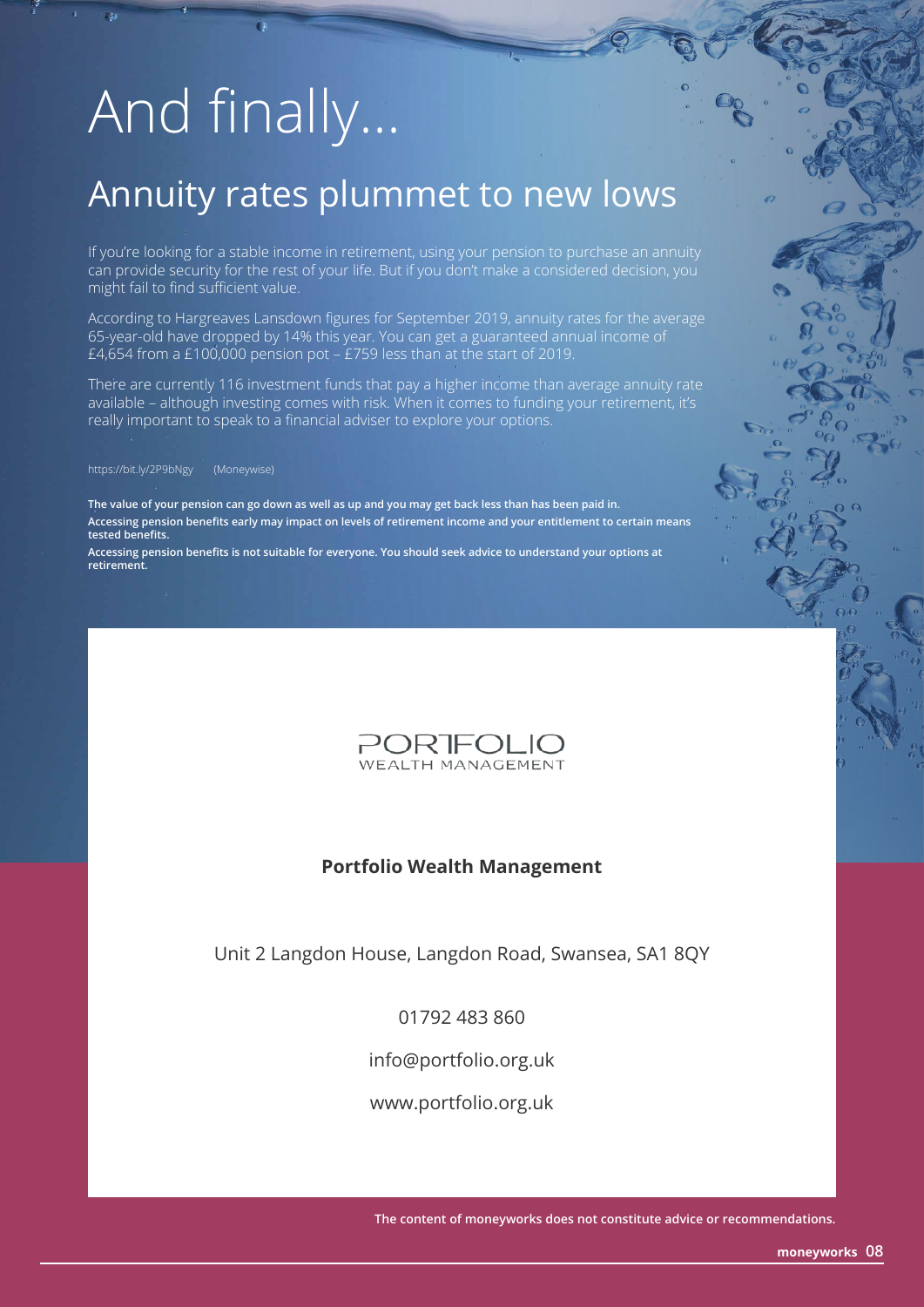# And finally...

## Annuity rates plummet to new lows

If you're looking for a stable income in retirement, using your pension to purchase an annuity can provide security for the rest of your life. But if you don't make a considered decision, you might fail to find sufficient value.

According to Hargreaves Lansdown figures for September 2019, annuity rates for the average 65-year-old have dropped by 14% this year. You can get a guaranteed annual income of £4,654 from a £100,000 pension pot – £759 less than at the start of 2019.

There are currently 116 investment funds that pay a higher income than average annuity rate available – although investing comes with risk. When it comes to funding your retirement, it's really important to speak to a financial adviser to explore your options.

https://bit.ly/2P9bNgy (Moneywise)

**The value of your pension can go down as well as up and you may get back less than has been paid in.**

**Accessing pension benefits early may impact on levels of retirement income and your entitlement to certain means tested benefits.**

**Accessing pension benefits is not suitable for everyone. You should seek advice to understand your options at retirement.**

PORTFOLIO
WEALTH MANAGEMENT

**Portfolio Wealth Management**

Unit 2 Langdon House, Langdon Road, Swansea, SA1 8QY

01792 483 860

info@portfolio.org.uk

www.portfolio.org.uk

**The content of moneyworks does not constitute advice or recommendations.**